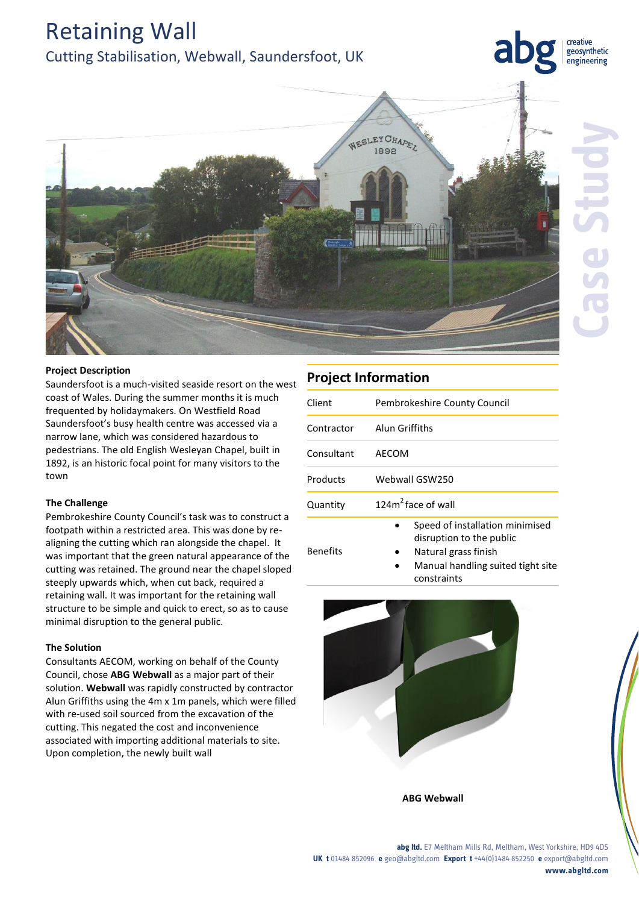# Retaining Wall

## Cutting Stabilisation, Webwall, Saundersfoot, UK

### Project Description

Saundersfoot is a much-visited seaside resort on the west coast of Wales. During the summer months it is much frequented by holidaymakers. On Westfield Road Saundersfoot's busy health centre was accessed via a narrow lane, which was considered hazardous to pedestrians. The old English Wesleyan Chapel, built in 1892, is an historic focal point for many visitors to the town

### The Challenge

Pembrokeshire County Council's task was to construct a footpath within a restricted area. This was done by re-aligning the cutting which ran alongside the chapel. It was important that the green natural appearance of the cutting was retained. The ground near the chapel sloped steeply upwards which, when cut back, required a retaining wall. It was important for the retaining wall structure to be simple and quick to erect, so as to cause minimal disruption to the general public.

### The Solution

Consultants AECOM, working on behalf of the County Council, chose **ABG Webwall** as a major part of their solution. **Webwall** was rapidly constructed by contractor Alun Griffiths using the 4m x 1m panels, which were filled with re-used soil sourced from the excavation of the cutting. This negated the cost and inconvenience associated with importing additional materials to site. Upon completion, the newly built wall

## Project Information

| | |
|---|---|
| Client | Pembrokeshire County Council |
| Contractor | Alun Griffiths |
| Consultant | AECOM |
| Products | Webwall GSW250 |
| Quantity | 124m$^2$ face of wall |
| Benefits | • Speed of installation minimised disruption to the public<br>• Natural grass finish<br>• Manual handling suited tight site constraints |

**ABG Webwall**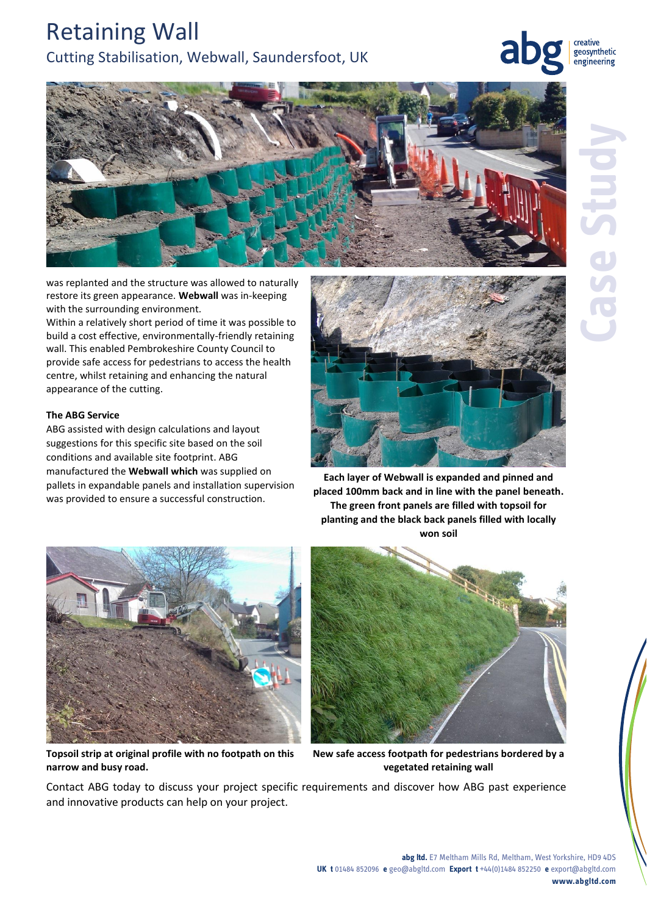# Retaining Wall

## Cutting Stabilisation, Webwall, Saundersfoot, UK

was replanted and the structure was allowed to naturally restore its green appearance. **Webwall** was in-keeping with the surrounding environment.

Within a relatively short period of time it was possible to build a cost effective, environmentally-friendly retaining wall. This enabled Pembrokeshire County Council to provide safe access for pedestrians to access the health centre, whilst retaining and enhancing the natural appearance of the cutting.

### The ABG Service

ABG assisted with design calculations and layout suggestions for this specific site based on the soil conditions and available site footprint. ABG manufactured the **Webwall which** was supplied on pallets in expandable panels and installation supervision was provided to ensure a successful construction.

**Each layer of Webwall is expanded and pinned and placed 100mm back and in line with the panel beneath. The green front panels are filled with topsoil for planting and the black back panels filled with locally won soil**

**Topsoil strip at original profile with no footpath on this narrow and busy road.**

**New safe access footpath for pedestrians bordered by a vegetated retaining wall**

Contact ABG today to discuss your project specific requirements and discover how ABG past experience and innovative products can help on your project.

**abg ltd.** E7 Meltham Mills Rd, Meltham, West Yorkshire, HD9 4DS
**UK t** 01484 852096 **e** geo@abgltd.com **Export t** +44(0)1484 852250 **e** export@abgltd.com
**www.abgltd.com**